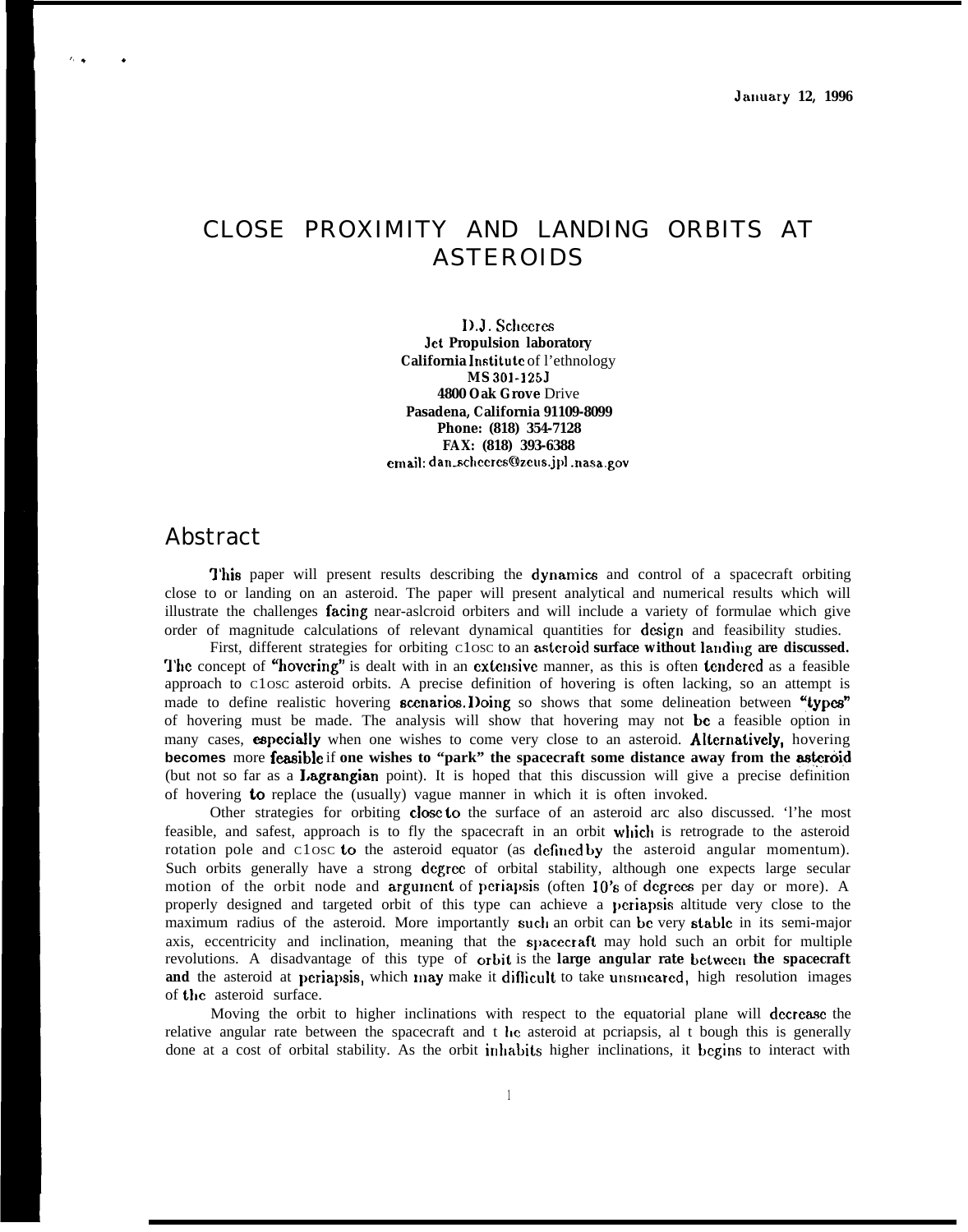January 12, 1996

# CLOSE PROXIMITY AND LANDING ORBITS AT ASTEROIDS

**D.J. Scheeres**
**Jet Propulsion laboratory**
**California Institute** of l'ethnology
**MS 301-125J**
**4800 Oak Grove** Drive
**Pasadena, California 91109-8099**
**Phone: (818) 354-7128**
**FAX: (818) 393-6388**
email: dan_scheeres@zeus.jpl.nasa.gov

## Abstract

This paper will present results describing the dynamics and control of a spacecraft orbiting close to or landing on an asteroid. The paper will present analytical and numerical results which will illustrate the challenges facing near-asteroid orbiters and will include a variety of formulae which give order of magnitude calculations of relevant dynamical quantities for design and feasibility studies.

First, different strategies for orbiting close to an asteroid **surface without landing are discussed.** The concept of "hovering" is dealt with in an extensive manner, as this is often tendered as a feasible approach to close asteroid orbits. A precise definition of hovering is often lacking, so an attempt is made to define realistic hovering scenarios. Doing so shows that some delineation between "types" of hovering must be made. The analysis will show that hovering may not be a feasible option in many cases, especially when one wishes to come very close to an asteroid. Alternatively, hovering **becomes** more feasible if **one wishes to "park" the spacecraft some distance away from the asteroid** (but not so far as a Lagrangian point). It is hoped that this discussion will give a precise definition of hovering to replace the (usually) vague manner in which it is often invoked.

Other strategies for orbiting close to the surface of an asteroid arc also discussed. 'l'he most feasible, and safest, approach is to fly the spacecraft in an orbit which is retrograde to the asteroid rotation pole and close to the asteroid equator (as defined by the asteroid angular momentum). Such orbits generally have a strong degree of orbital stability, although one expects large secular motion of the orbit node and argument of periapsis (often 10's of degrees per day or more). A properly designed and targeted orbit of this type can achieve a periapsis altitude very close to the maximum radius of the asteroid. More importantly such an orbit can be very stable in its semi-major axis, eccentricity and inclination, meaning that the spacecraft may hold such an orbit for multiple revolutions. A disadvantage of this type of orbit is the **large angular rate between the spacecraft and** the asteroid at periapsis, which may make it difficult to take unsmeared, high resolution images of the asteroid surface.

Moving the orbit to higher inclinations with respect to the equatorial plane will decrease the relative angular rate between the spacecraft and the asteroid at periapsis, although this is generally done at a cost of orbital stability. As the orbit inhabits higher inclinations, it begins to interact with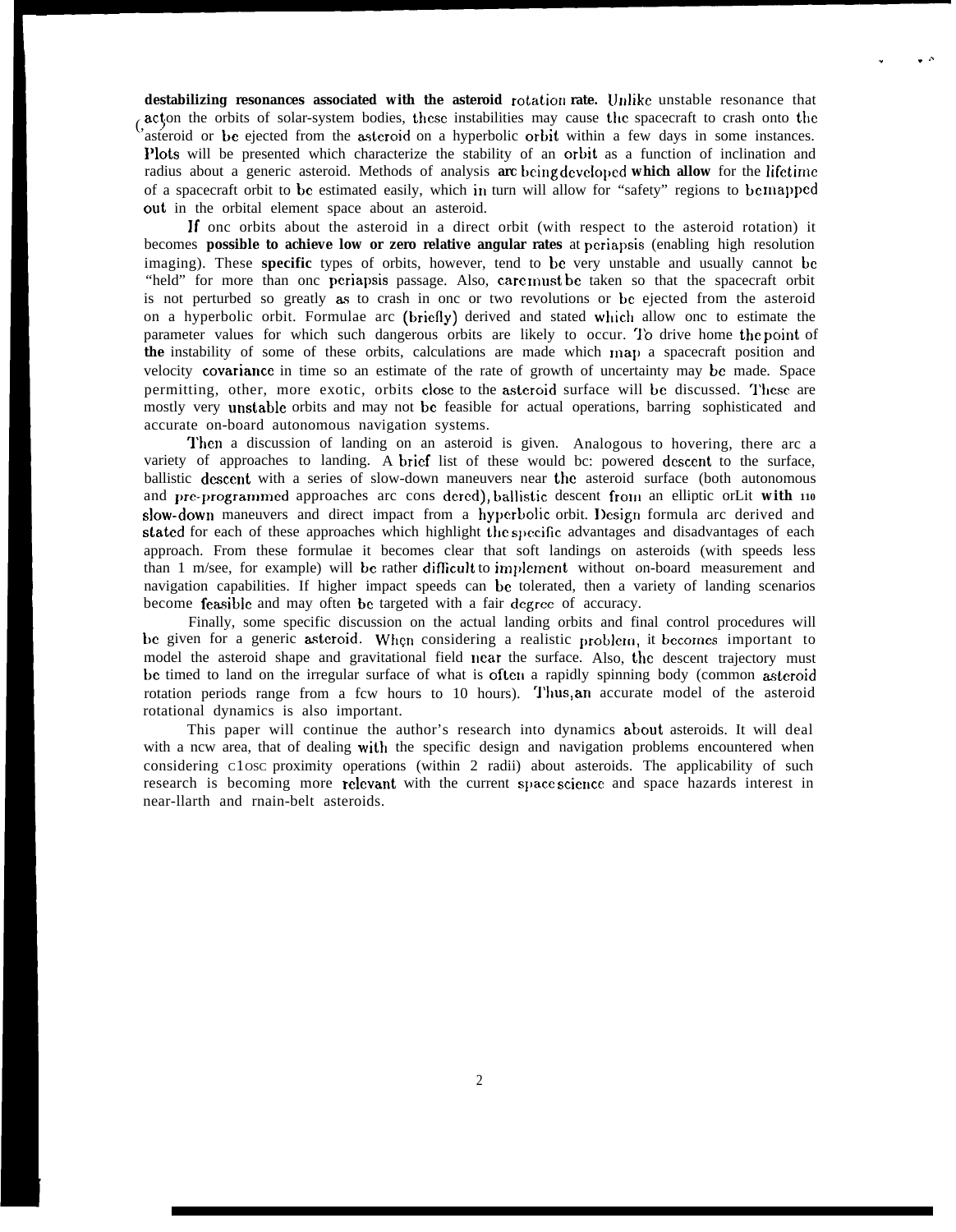**destabilizing resonances associated with the asteroid rotation rate.** Unlike unstable resonance that act on the orbits of solar-system bodies, these instabilities may cause the spacecraft to crash onto the asteroid or be ejected from the asteroid on a hyperbolic orbit within a few days in some instances. Plots will be presented which characterize the stability of an orbit as a function of inclination and radius about a generic asteroid. Methods of analysis **are being developed which allow** for the lifetime of a spacecraft orbit to be estimated easily, which in turn will allow for "safety" regions to be mapped out in the orbital element space about an asteroid.

If one orbits about the asteroid in a direct orbit (with respect to the asteroid rotation) it becomes **possible to achieve low or zero relative angular rates** at periapsis (enabling high resolution imaging). These **specific** types of orbits, however, tend to be very unstable and usually cannot be "held" for more than one periapsis passage. Also, care must be taken so that the spacecraft orbit is not perturbed so greatly as to crash in one or two revolutions or be ejected from the asteroid on a hyperbolic orbit. Formulae are (briefly) derived and stated which allow one to estimate the parameter values for which such dangerous orbits are likely to occur. To drive home the point of **the** instability of some of these orbits, calculations are made which map a spacecraft position and velocity covariance in time so an estimate of the rate of growth of uncertainty may be made. Space permitting, other, more exotic, orbits close to the asteroid surface will be discussed. These are mostly very unstable orbits and may not be feasible for actual operations, barring sophisticated and accurate on-board autonomous navigation systems.

Then a discussion of landing on an asteroid is given. Analogous to hovering, there are a variety of approaches to landing. A brief list of these would be: powered descent to the surface, ballistic descent with a series of slow-down maneuvers near the asteroid surface (both autonomous and pre-programmed approaches are considered), ballistic descent from an elliptic orbit **with no** slow-down maneuvers and direct impact from a hyperbolic orbit. Design formula are derived and stated for each of these approaches which highlight the specific advantages and disadvantages of each approach. From these formulae it becomes clear that soft landings on asteroids (with speeds less than 1 m/see, for example) will be rather difficult to implement without on-board measurement and navigation capabilities. If higher impact speeds can be tolerated, then a variety of landing scenarios become feasible and may often be targeted with a fair degree of accuracy.

Finally, some specific discussion on the actual landing orbits and final control procedures will be given for a generic asteroid. When considering a realistic problem, it becomes important to model the asteroid shape and gravitational field near the surface. Also, the descent trajectory must be timed to land on the irregular surface of what is often a rapidly spinning body (common asteroid rotation periods range from a few hours to 10 hours). Thus, an accurate model of the asteroid rotational dynamics is also important.

This paper will continue the author's research into dynamics about asteroids. It will deal with a new area, that of dealing with the specific design and navigation problems encountered when considering close proximity operations (within 2 radii) about asteroids. The applicability of such research is becoming more relevant with the current space science and space hazards interest in near-Earth and main-belt asteroids.